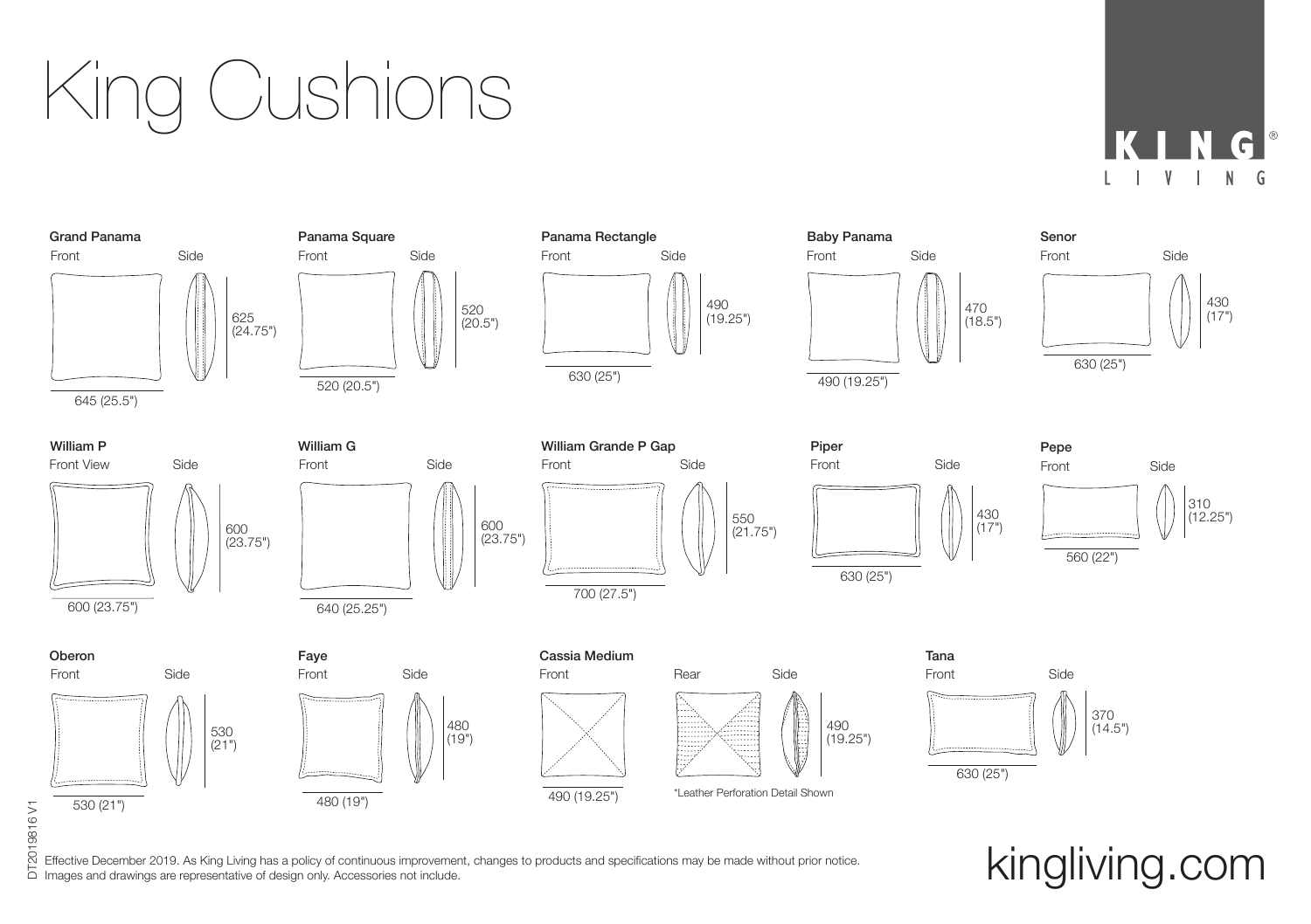# King Cushions

KING LIVING

### Grand Panama

Front / Side

625 (24.75")

645 (25.5")

### Panama Square

Front / Side

520 (20.5")

520 (20.5")

### Panama Rectangle

Front / Side

490 (19.25")

630 (25")

### Baby Panama

Front / Side

470 (18.5")

490 (19.25")

### Senor

Front / Side

430 (17")

630 (25")

### William P

Front View / Side

600 (23.75")

600 (23.75")

### William G

Front / Side

600 (23.75")

640 (25.25")

### William Grande P Gap

Front / Side

550 (21.75")

700 (27.5")

### Piper

Front / Side

430 (17")

630 (25")

### Pepe

Front / Side

310 (12.25")

560 (22")

### Oberon

Front / Side

530 (21")

530 (21")

### Faye

Front / Side

480 (19")

480 (19")

### Cassia Medium

Front / Rear / Side

490 (19.25")

490 (19.25")

*Leather Perforation Detail Shown

### Tana

Front / Side

370 (14.5")

630 (25")

DT2019816 V1

Effective December 2019. As King Living has a policy of continuous improvement, changes to products and specifications may be made without prior notice. Images and drawings are representative of design only. Accessories not include.

kingliving.com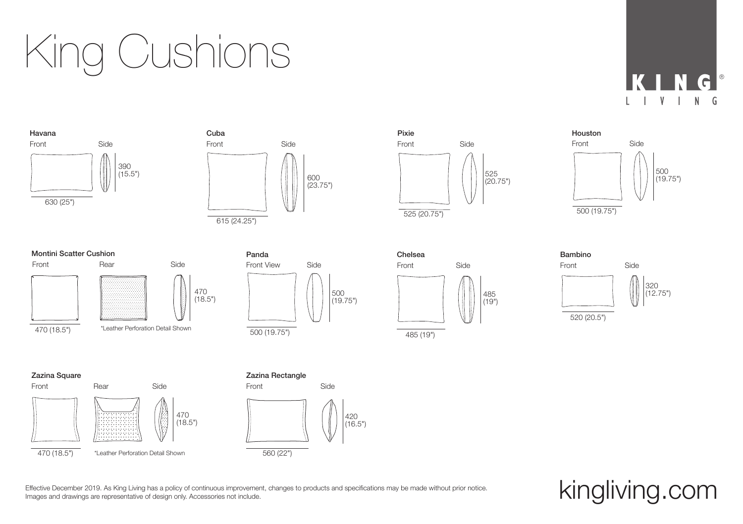# King Cushions

KING LIVING®

### Havana

Front

Side

390 (15.5")

630 (25")

### Cuba

Front

Side

600 (23.75")

615 (24.25")

### Pixie

Front

Side

525 (20.75")

525 (20.75")

### Houston

Front

Side

500 (19.75")

500 (19.75")

### Montini Scatter Cushion

Front

Rear

Side

470 (18.5")

470 (18.5")

*Leather Perforation Detail Shown

### Panda

Front View

Side

500 (19.75")

500 (19.75")

### Chelsea

Front

Side

485 (19")

485 (19")

### Bambino

Front

Side

320 (12.75")

520 (20.5")

### Zazina Square

Front

Rear

Side

470 (18.5")

470 (18.5")

*Leather Perforation Detail Shown

### Zazina Rectangle

Front

Side

420 (16.5")

560 (22")

Effective December 2019. As King Living has a policy of continuous improvement, changes to products and specifications may be made without prior notice. Images and drawings are representative of design only. Accessories not include.

kingliving.com